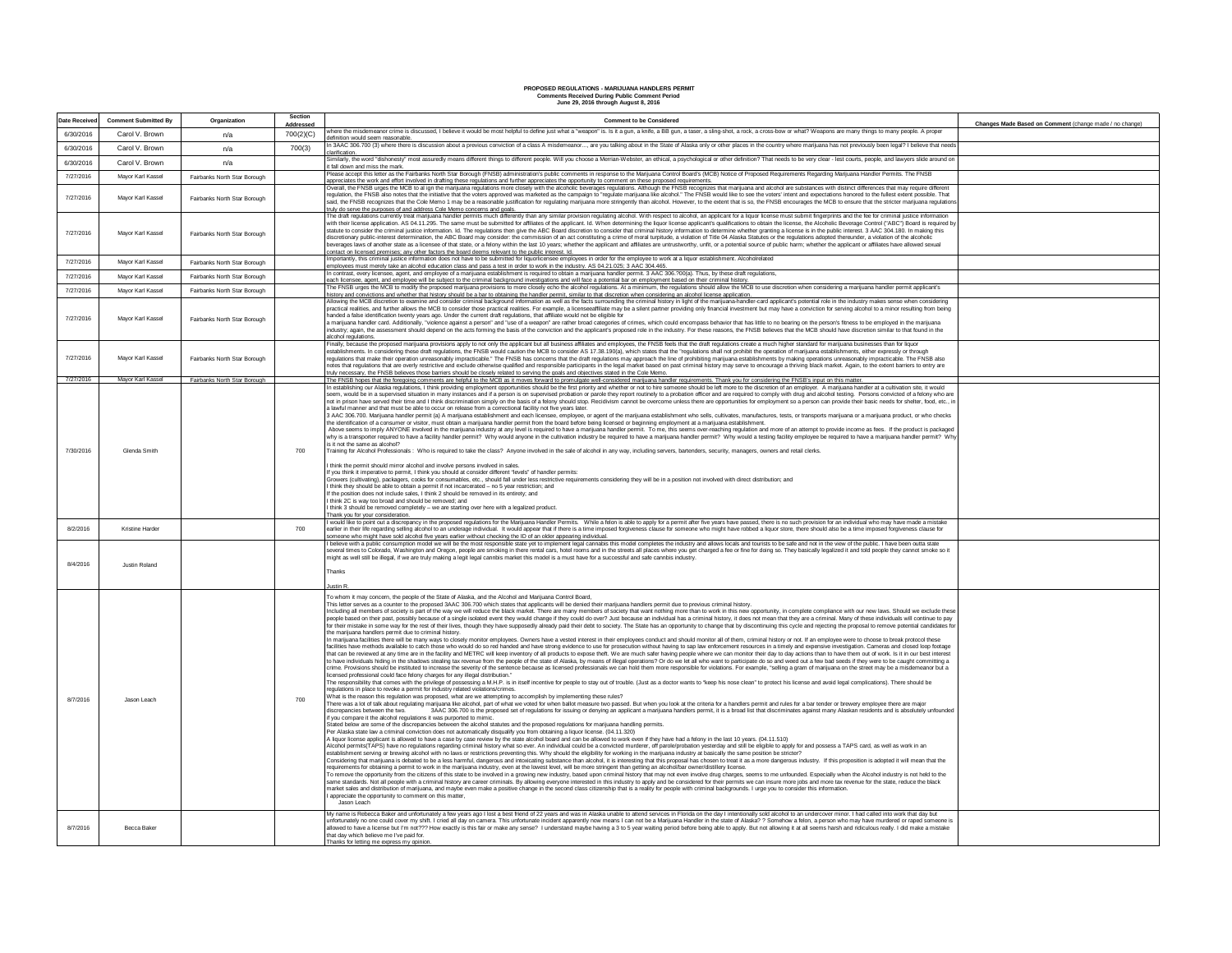**PROPOSED REGULATIONS - MARIJUANA HANDLERS PERMIT**
**Comments Received During Public Comment Period**
**June 29, 2016 through August 8, 2016**

| Date Received | Comment Submitted By | Organization | Section Addressed | Comment to be Considered | Changes Made Based on Comment (change made / no change) |
|---|---|---|---|---|---|
| 6/30/2016 | Carol V. Brown | n/a | 700(2)(C) | where the misdemeanor crime is discussed, I believe it would be most helpful to define just what a "weapon" is. Is it a gun, a knife, a BB gun, a taser, a sling-shot, a rock, a cross-bow or what? Weapons are many things to many people. A proper definition would seem reasonable. | |
| 6/30/2016 | Carol V. Brown | n/a | 700(3) | In 3AAC 306.700 (3) where there is discussion about a previous conviction of a class A misdemeanor..., are you talking about in the State of Alaska only or other places in the country where marijuana has not previously been legal? I believe that needs clarification. | |
| 6/30/2016 | Carol V. Brown | n/a | | Similarly, the word "dishonesty" most assuredly means different things to different people. Will you choose a Merrian-Webster, an ethical, a psychological or other definition? That needs to be very clear - lest courts, people, and lawyers slide around on it fall down and miss the mark. | |
| 7/27/2016 | Mayor Karl Kassel | Fairbanks North Star Borough | | Please accept this letter as the Fairbanks North Star Borough (FNSB) administration's public comments in response to the Marijuana Control Board's (MCB) Notice of Proposed Requirements Regarding Marijuana Handler Permits. The FNSB appreciates the work and effort involved in drafting these regulations and further appreciates the opportunity to comment on these proposed requirements. | |
| 7/27/2016 | Mayor Karl Kassel | Fairbanks North Star Borough | | Overall, the FNSB urges the MCB to al ign the marijuana regulations more closely with the alcoholic beverages regulations. Although the FNSB recognizes that marijuana and alcohol are substances with distinct differences that may require different regulation, the FNSB also notes that the initiative that the voters approved was marketed as the campaign to "regulate marijuana like alcohol." The FNSB would like to see the voters' intent and expectations honored to the fullest extent possible. That said, the FNSB recognizes that the Cole Memo 1 may be a reasonable justification for regulating marijuana more stringently than alcohol. However, to the extent that is so, the FNSB encourages the MCB to ensure that the stricter marijuana regulations truly do serve the purposes of and address Cole Memo concerns and goals. | |
| 7/27/2016 | Mayor Karl Kassel | Fairbanks North Star Borough | | The draft regulations currently treat marijuana handler permits much differently than any similar provision regulating alcohol. With respect to alcohol, an applicant for a liquor license must submit fingerprints and the fee for criminal justice information with their license application. AS 04.11.295. The same must be submitted for affiliates of the applicant. Id. When determining the liquor license applicant's qualifications to obtain the license, the Alcoholic Beverage Control ("ABC") Board is required by statute to consider the criminal justice information. Id. The regulations then give the ABC Board discretion to consider that criminal history information to determine whether granting a license is in the public interest. 3 AAC 304.180. In making this discretionary public-interest determination, the ABC Board may consider: the commission of an act constituting a crime of moral turpitude, a violation of Title 04 Alaska Statutes or the regulations adopted thereunder, a violation of the alcoholic beverages laws of another state as a licensee of that state, or a felony within the last 10 years; whether the applicant and affiliates are untrustworthy, unfit, or a potential source of public harm; whether the applicant or affiliates have allowed sexual contact on licensed premises; any other factors the board deems relevant to the public interest. Id. | |
| 7/27/2016 | Mayor Karl Kassel | Fairbanks North Star Borough | | Importantly, this criminal justice information does not have to be submitted for liquorlicensee employees in order for the employee to work at a liquor establishment. Alcoholrelated employees must merely take an alcohol education class and pass a test in order to work in the industry. AS 04.21.025; 3 AAC 304.465. | |
| 7/27/2016 | Mayor Karl Kassel | Fairbanks North Star Borough | | In contrast, every licensee, agent, and employee of a marijuana establishment is required to obtain a marijuana handler permit. 3 AAC 306.700(a). Thus, by these draft regulations, each licensee, agent, and employee will be subject to the criminal background investigations and will face a potential bar on employment based on their criminal history. | |
| 7/27/2016 | Mayor Karl Kassel | Fairbanks North Star Borough | | The FNSB urges the MCB to modify the proposed marijuana provisions to more closely echo the alcohol regulations. At a minimum, the regulations should allow the MCB to use discretion when considering a marijuana handler permit applicant's history and convictions and whether that history should be a bar to obtaining the handler permit, similar to that discretion when considering an alcohol license application. | |
| 7/27/2016 | Mayor Karl Kassel | Fairbanks North Star Borough | | Allowing the MCB discretion to examine and consider criminal background information as well as the facts surrounding the criminal history in light of the marijuana-handler-card applicant's potential role in the industry makes sense when considering practical realities, and further allows the MCB to consider those practical realities. For example, a licenseeaffiliate may be a silent partner providing only financial investment but may have a conviction for serving alcohol to a minor resulting from being handed a false identification twenty years ago. Under the current draft regulations, that affiliate would not be eligible for a marijuana handler card. Additionally, "violence against a person" and "use of a weapon" are rather broad categories of crimes, which could encompass behavior that has little to no bearing on the person's fitness to be employed in the marijuana industry; again, the assessment should depend on the acts forming the basis of the conviction and the applicant's proposed role in the industry. For these reasons, the FNSB believes that the MCB should have discretion similar to that found in the alcohol regulations. | |
| 7/27/2016 | Mayor Karl Kassel | Fairbanks North Star Borough | | Finally, because the proposed marijuana provisions apply to not only the applicant but all business affiliates and employees, the FNSB feels that the draft regulations create a much higher standard for marijuana businesses than for liquor establishments. In considering these draft regulations, the FNSB would caution the MCB to consider AS 17.38.190(a), which states that the "regulations shall not prohibit the operation of marijuana establishments, either expressly or through regulations that make their operation unreasonably impracticable." The FNSB has concerns that the draft regulations may approach the line of prohibiting marijuana establishments by making operations unreasonably impracticable. The FNSB also notes that regulations that are overly restrictive and exclude otherwise qualified and responsible participants in the legal market based on past criminal history may serve to encourage a thriving black market. Again, to the extent barriers to entry are truly necessary, the FNSB believes those barriers should be closely related to serving the goals and objectives stated in the Cole Memo. | |
| 7/27/2016 | Mayor Karl Kassel | Fairbanks North Star Borough | | The FNSB hopes that the foregoing comments are helpful to the MCB as it moves forward to promulgate well-considered marijuana handler requirements. Thank you for considering the FNSB's input on this matter. | |
| 7/30/2016 | Glenda Smith | | 700 | In establishing our Alaska regulations, I think providing employment opportunities should be the first priority and whether or not to hire someone should be left more to the discretion of an employer. A marijuana handler at a cultivation site, it would seem, would be in a supervised situation in many instances and if a person is on supervised probation or parole they report routinely to a probation officer and are required to comply with drug and alcohol testing. Persons convicted of a felony who are not in prison have served their time and I think discrimination simply on the basis of a felony should stop. Recidivism cannot be overcome unless there are opportunities for employment so a person can provide their basic needs for shelter, food, etc., in a lawful manner and that must be able to occur on release from a correctional facility not five years later.<br>3 AAC 306.700. Marijuana handler permit (a) A marijuana establishment and each licensee, employee, or agent of the marijuana establishment who sells, cultivates, manufactures, tests, or transports marijuana or a marijuana product, or who checks the identification of a consumer or visitor, must obtain a marijuana handler permit from the board before being licensed or beginning employment at a marijuana establishment.<br>Above seems to imply ANYONE involved in the marijuana industry at any level is required to have a marijuana handler permit. To me, this seems over-reaching regulation and more of an attempt to provide income as fees. If the product is packaged why is a transporter required to have a facility handler permit? Why would anyone in the cultivation industry be required to have a marijuana handler permit? Why would a testing facility employee be required to have a marijuana handler permit? Why is it not the same as alcohol?<br>Training for Alcohol Professionals : Who is required to take the class? Anyone involved in the sale of alcohol in any way, including servers, bartenders, security, managers, owners and retail clerks.<br><br>I think the permit should mirror alcohol and involve persons involved in sales.<br>If you think it imperative to permit, I think you should at consider different "levels" of handler permits:<br>Growers (cultivating), packagers, cooks for consumables, etc., should fall under less restrictive requirements considering they will be in a position not involved with direct distribution; and<br>I think they should be able to obtain a permit if not incarcerated – no 5 year restriction; and<br>If the position does not include sales, I think 2 should be removed in its entirety; and<br>I think 2C is way too broad and should be removed; and<br>I think 3 should be removed completely – we are starting over here with a legalized product.<br>Thank you for your consideration. | |
| 8/2/2016 | Kristine Harder | | 700 | I would like to point out a discrepancy in the proposed regulations for the Marijuana Handler Permits. While a felon is able to apply for a permit after five years have passed, there is no such provision for an individual who may have made a mistake earlier in their life regarding selling alcohol to an underage individual. It would appear that if there is a time imposed forgiveness clause for someone who might have robbed a liquor store, there should also be a time imposed forgiveness clause for someone who might have sold alcohol five years earlier without checking the ID of an older appearing individual. | |
| 8/4/2016 | Justin Roland | | | I believe with a public consumption model we will be the most responsible state yet to implement legal cannabis this model completes the industry and allows locals and tourists to be safe and not in the view of the public. I have been outta state several times to Colorado, Washington and Oregon, people are smoking in there rental cars, hotel rooms and in the streets all places where you get charged a fee or fine for doing so. They basically legalized it and told people they cannot smoke so it might as well still be illegal, if we are truly making a legit legal canntbis market this model is a must have for a successful and safe canntbis industry.<br><br>Thanks<br><br>Justin R. | |
| 8/7/2016 | Jason Leach | | 700 | To whom it may concern, the people of the State of Alaska, and the Alcohol and Marijuana Control Board,<br>This letter serves as a counter to the proposed 3AAC 306.700 which states that applicants will be denied their marijuana handlers permit due to previous criminal history.<br>Including all members of society is part of the way we will reduce the black market. There are many members of society that want nothing more than to work in this new opportunity, in complete compliance with our new laws. Should we exclude these people based on their past, possibly because of a single isolated event they would change if they could do over? Just because an individual has a criminal history, it does not mean that they are a criminal. Many of these individuals will continue to pay for their mistake in some way for the rest of their lives, though they have supposedly already paid their debt to society. The State has an opportunity to change that by discontinuing this cycle and rejecting the proposal to remove potential candidates for the marijuana handlers permit due to criminal history.<br>In marijuana facilities there will be many ways to closely monitor employees. Owners have a vested interest in their employees conduct and should monitor all of them, criminal history or not. If an employee were to choose to break protocol these facilities have methods available to catch those who would do so red handed and have strong evidence to use for prosecution without having to sap law enforcement resources in a timely and expensive investigation. Cameras and closed loop footage that can be reviewed at any time are in the facility and METRC will keep inventory of all products to expose theft. We are much safer having people where we can monitor their day to day actions than to have them out of work. Is it in our best interest to have individuals hiding in the shadows stealing tax revenue from the people of the state of Alaska, by means of illegal operations? Or do we let all who want to participate do so and weed out a few bad seeds if they were to be caught committing a crime. Provisions should be instituted to increase the severity of the sentence because as licensed professionals we can hold them more responsible for violations. For example, "selling a gram of marijuana on the street may be a misdemeanor but a licensed professional could face felony charges for any illegal distribution."<br>The responsibility that comes with the privilege of possessing a M.H.P. is in itself incentive for people to stay out of trouble. (Just as a doctor wants to "keep his nose clean" to protect his license and avoid legal complications). There should be regulations in place to revoke a permit for industry related violations/crimes.<br>What is the reason this regulation was proposed, what are we attempting to accomplish by implementing these rules?<br>There was a lot of talk about regulating marijuana like alcohol, part of what we voted for when ballot measure two passed. But when you look at the criteria for a handlers permit and rules for a bar tender or brewery employee there are major discrepancies between the two. 3AAC 306.700 is the proposed set of regulations for issuing or denying an applicant a marijuana handlers permit, it is a broad list that discriminates against many Alaskan residents and is absolutely unfounded if you compare it the alcohol regulations it was purported to mimic.<br>Stated below are some of the discrepancies between the alcohol statutes and the proposed regulations for marijuana handling permits.<br>Per Alaska state law a criminal conviction does not automatically disqualify you from obtaining a liquor license. (04.11.320)<br>A liquor license applicant is allowed to have a case by case review by the state alcohol board and can be allowed to work even if they have had a felony in the last 10 years. (04.11.510)<br>Alcohol permits(TAPS) have no regulations regarding criminal history what so ever. An individual could be a convicted murderer, off parole/probation yesterday and still be eligible to apply for and possess a TAPS card, as well as work in an establishment serving or brewing alcohol with no laws or restrictions preventing this. Why should the eligibility for working in the marijuana industry at basically the same position be stricter?<br>Considering that marijuana is debated to be a less harmful, dangerous and intoxicating substance than alcohol, it is interesting that this proposal has chosen to treat it as a more dangerous industry. If this proposition is adopted it will mean that the requirements for obtaining a permit to work in the marijuana industry, even at the lowest level, will be more stringent than getting an alcohol/bar owner/distillery license.<br>To remove the opportunity from the citizens of this state to be involved in a growing new industry, based upon criminal history that may not even involve drug charges, seems to me unfounded. Especially when the Alcohol industry is not held to the same standards. Not all people with a criminal history are career criminals. By allowing everyone interested in this industry to apply and be considered for their permits we can insure more jobs and more tax revenue for the state, reduce the black market sales and distribution of marijuana, and maybe even make a positive change in the second class citizenship that is a reality for people with criminal backgrounds. I urge you to consider this information.<br>I appreciate the opportunity to comment on this matter,<br>Jason Leach | |
| 8/7/2016 | Becca Baker | | | My name is Rebecca Baker and unfortunately a few years ago I lost a best friend of 22 years and was in Alaska unable to attend services in Florida on the day I intentionally sold alcohol to an undercover minor. I had called into work that day but unfortunately no one could cover my shift. I cried all day on camera. This unfortunate incident apparently now means I can not be a Marijuana Handler in the state of Alaska? ? Somehow a felon, a person who may have murdered or raped someone is allowed to have a license but I'm not??? How exactly is this fair or make any sense? I understand maybe having a 3 to 5 year waiting period before being able to apply. But not allowing it at all seems harsh and ridiculous really. I did make a mistake that day which believe me I've paid for.<br>Thanks for letting me express my opinion. | |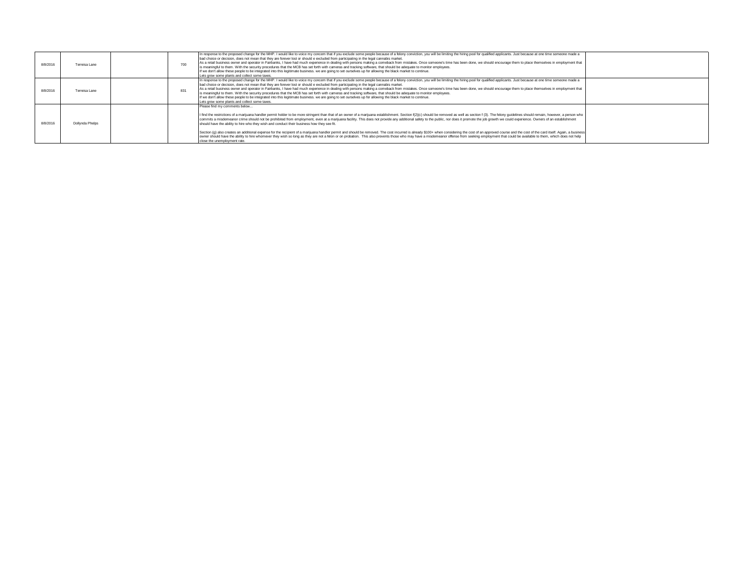| | | | | | |
|---|---|---|---|---|---|
| 8/8/2016 | Terreisa Lane | | 700 | In response to the proposed change for the MHP. I would like to voice my concern that if you exclude some people because of a felony conviction, you will be limiting the hiring pool for qualified applicants. Just because at one time someone made a bad choice or decision, does not mean that they are forever lost or should e excluded from participating in the legal cannabis market.<br>As a retail business owner and operator in Fairbanks, I have had much experience in dealing with persons making a comeback from mistakes. Once someone's time has been done, we should encourage them to place themselves in employment that is meaningful to them. With the security procedures that the MCB has set forth with cameras and tracking software, that should be adequate to monitor employees.<br>If we don't allow these people to be integrated into this legitimate business. we are going to set ourselves up for allowing the black market to continue.<br>Lets grow some plants and collect some taxes. | |
| 8/8/2016 | Terreisa Lane | | 831 | In response to the proposed change for the MHP. I would like to voice my concern that if you exclude some people because of a felony conviction, you will be limiting the hiring pool for qualified applicants. Just because at one time someone made a bad choice or decision, does not mean that they are forever lost or should e excluded from participating in the legal cannabis market.<br>As a retail business owner and operator in Fairbanks, I have had much experience in dealing with persons making a comeback from mistakes. Once someone's time has been done, we should encourage them to place themselves in employment that is meaningful to them. With the security procedures that the MCB has set forth with cameras and tracking software, that should be adequate to monitor employees.<br>If we don't allow these people to be integrated into this legitimate business. we are going to set ourselves up for allowing the black market to continue.<br>Lets grow some plants and collect some taxes. | |
| 8/8/2016 | Dollynda Phelps | | | Please find my comments below...<br><br>I find the restrictions of a marijuana handler permit holder to be more stringent than that of an owner of a marijuana establishment. Section f(2)(c) should be removed as well as section f (3). The felony guidelines should remain, however, a person who commits a misdemeanor crime should not be prohibited from employment, even at a marijuana facility. This does not provide any additional safety to the public, nor does it promote the job growth we could experience. Owners of an establishment should have the ability to hire who they wish and conduct their business how they see fit.<br><br>Section (g) also creates an additional expense for the recipient of a marijuana handler permit and should be removed. The cost incurred is already $100+ when considering the cost of an approved course and the cost of the card itself. Again, a business owner should have the ability to hire whomever they wish so long as they are not a felon or on probation. This also prevents those who may have a misdemeanor offense from seeking employment that could be available to them, which does not help close the unemployment rate. | |